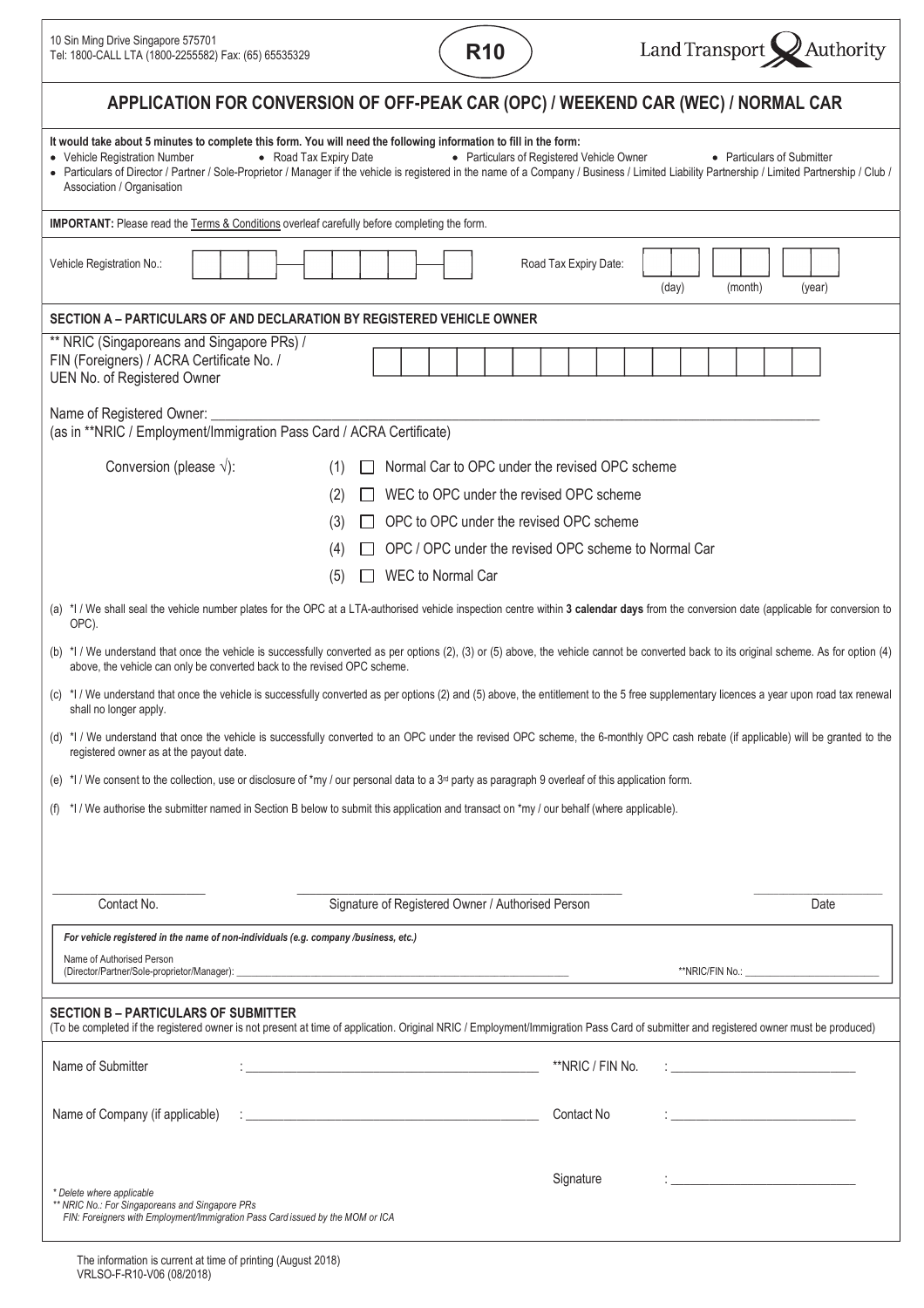10 Sin Ming Drive Singapore 575701
Tel: 1800-CALL LTA (1800-2255582) Fax: (65) 65535329

**R10**

Land Transport Authority

# APPLICATION FOR CONVERSION OF OFF-PEAK CAR (OPC) / WEEKEND CAR (WEC) / NORMAL CAR

**It would take about 5 minutes to complete this form. You will need the following information to fill in the form:**

- Vehicle Registration Number
- Road Tax Expiry Date
- Particulars of Registered Vehicle Owner
- Particulars of Submitter
- Particulars of Director / Partner / Sole-Proprietor / Manager if the vehicle is registered in the name of a Company / Business / Limited Liability Partnership / Limited Partnership / Club / Association / Organisation

**IMPORTANT:** Please read the Terms & Conditions overleaf carefully before completing the form.

Vehicle Registration No.: ☐☐☐ – ☐☐☐☐☐ – ☐

Road Tax Expiry Date: ☐☐ (day) ☐☐ (month) ☐☐ (year)

## SECTION A – PARTICULARS OF AND DECLARATION BY REGISTERED VEHICLE OWNER

** NRIC (Singaporeans and Singapore PRs) / FIN (Foreigners) / ACRA Certificate No. / UEN No. of Registered Owner: ☐☐☐☐☐☐☐☐☐☐☐☐☐☐☐☐

Name of Registered Owner: ____________________
(as in **NRIC / Employment/Immigration Pass Card / ACRA Certificate)

Conversion (please √):

(1) ☐ Normal Car to OPC under the revised OPC scheme

(2) ☐ WEC to OPC under the revised OPC scheme

(3) ☐ OPC to OPC under the revised OPC scheme

(4) ☐ OPC / OPC under the revised OPC scheme to Normal Car

(5) ☐ WEC to Normal Car

(a) *I / We shall seal the vehicle number plates for the OPC at a LTA-authorised vehicle inspection centre within **3 calendar days** from the conversion date (applicable for conversion to OPC).

(b) *I / We understand that once the vehicle is successfully converted as per options (2), (3) or (5) above, the vehicle cannot be converted back to its original scheme. As for option (4) above, the vehicle can only be converted back to the revised OPC scheme.

(c) *I / We understand that once the vehicle is successfully converted as per options (2) and (5) above, the entitlement to the 5 free supplementary licences a year upon road tax renewal shall no longer apply.

(d) *I / We understand that once the vehicle is successfully converted to an OPC under the revised OPC scheme, the 6-monthly OPC cash rebate (if applicable) will be granted to the registered owner as at the payout date.

(e) *I / We consent to the collection, use or disclosure of *my / our personal data to a 3rd party as paragraph 9 overleaf of this application form.

(f) *I / We authorise the submitter named in Section B below to submit this application and transact on *my / our behalf (where applicable).

____________________ Contact No.

____________________ Signature of Registered Owner / Authorised Person

____________________ Date

*For vehicle registered in the name of non-individuals (e.g. company /business, etc.)*

Name of Authorised Person (Director/Partner/Sole-proprietor/Manager): ____________________

**NRIC/FIN No.: ____________________

## SECTION B – PARTICULARS OF SUBMITTER

(To be completed if the registered owner is not present at time of application. Original NRIC / Employment/Immigration Pass Card of submitter and registered owner must be produced)

Name of Submitter : ____________________

**NRIC / FIN No. : ____________________

Name of Company (if applicable) : ____________________

Contact No : ____________________

Signature : ____________________

*\* Delete where applicable*
*\*\* NRIC No.: For Singaporeans and Singapore PRs*
*FIN: Foreigners with Employment/Immigration Pass Card issued by the MOM or ICA*

The information is current at time of printing (August 2018)
VRLSO-F-R10-V06 (08/2018)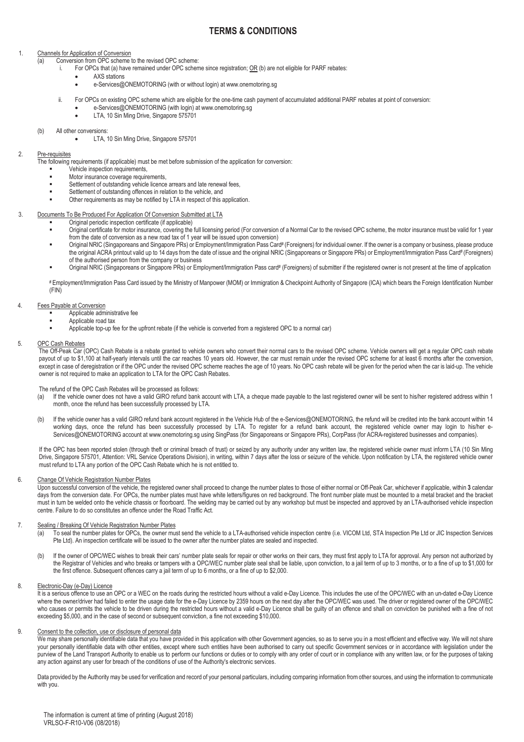# TERMS & CONDITIONS

1. Channels for Application of Conversion
   (a) Conversion from OPC scheme to the revised OPC scheme:
      i. For OPCs that (a) have remained under OPC scheme since registration; OR (b) are not eligible for PARF rebates:
         - AXS stations
         - e-Services@ONEMOTORING (with or without login) at www.onemotoring.sg

      ii. For OPCs on existing OPC scheme which are eligible for the one-time cash payment of accumulated additional PARF rebates at point of conversion:
         - e-Services@ONEMOTORING (with login) at www.onemotoring.sg
         - LTA, 10 Sin Ming Drive, Singapore 575701

   (b) All other conversions:
      - LTA, 10 Sin Ming Drive, Singapore 575701

2. Pre-requisites

   The following requirements (if applicable) must be met before submission of the application for conversion:
   - Vehicle inspection requirements,
   - Motor insurance coverage requirements,
   - Settlement of outstanding vehicle licence arrears and late renewal fees,
   - Settlement of outstanding offences in relation to the vehicle, and
   - Other requirements as may be notified by LTA in respect of this application.

3. Documents To Be Produced For Application Of Conversion Submitted at LTA
   - Original periodic inspection certificate (if applicable)
   - Original certificate for motor insurance, covering the full licensing period (For conversion of a Normal Car to the revised OPC scheme, the motor insurance must be valid for 1 year from the date of conversion as a new road tax of 1 year will be issued upon conversion)
   - Original NRIC (Singaporeans and Singapore PRs) or Employment/Immigration Pass Card# (Foreigners) for individual owner. If the owner is a company or business, please produce the original ACRA printout valid up to 14 days from the date of issue and the original NRIC (Singaporeans or Singapore PRs) or Employment/Immigration Pass Card# (Foreigners) of the authorised person from the company or business
   - Original NRIC (Singaporeans or Singapore PRs) or Employment/Immigration Pass card# (Foreigners) of submitter if the registered owner is not present at the time of application

   # Employment/Immigration Pass Card issued by the Ministry of Manpower (MOM) or Immigration & Checkpoint Authority of Singapore (ICA) which bears the Foreign Identification Number (FIN)

4. Fees Payable at Conversion
   - Applicable administrative fee
   - Applicable road tax
   - Applicable top-up fee for the upfront rebate (if the vehicle is converted from a registered OPC to a normal car)

5. OPC Cash Rebates

   The Off-Peak Car (OPC) Cash Rebate is a rebate granted to vehicle owners who convert their normal cars to the revised OPC scheme. Vehicle owners will get a regular OPC cash rebate payout of up to $1,100 at half-yearly intervals until the car reaches 10 years old. However, the car must remain under the revised OPC scheme for at least 6 months after the conversion, except in case of deregistration or if the OPC under the revised OPC scheme reaches the age of 10 years. No OPC cash rebate will be given for the period when the car is laid-up. The vehicle owner is not required to make an application to LTA for the OPC Cash Rebates.

   The refund of the OPC Cash Rebates will be processed as follows:

   (a) If the vehicle owner does not have a valid GIRO refund bank account with LTA, a cheque made payable to the last registered owner will be sent to his/her registered address within 1 month, once the refund has been successfully processed by LTA.

   (b) If the vehicle owner has a valid GIRO refund bank account registered in the Vehicle Hub of the e-Services@ONEMOTORING, the refund will be credited into the bank account within 14 working days, once the refund has been successfully processed by LTA. To register for a refund bank account, the registered vehicle owner may login to his/her e-Services@ONEMOTORING account at www.onemotoring.sg using SingPass (for Singaporeans or Singapore PRs), CorpPass (for ACRA-registered businesses and companies).

   If the OPC has been reported stolen (through theft or criminal breach of trust) or seized by any authority under any written law, the registered vehicle owner must inform LTA (10 Sin Ming Drive, Singapore 575701, Attention: VRL Service Operations Division), in writing, within 7 days after the loss or seizure of the vehicle. Upon notification by LTA, the registered vehicle owner must refund to LTA any portion of the OPC Cash Rebate which he is not entitled to.

6. Change Of Vehicle Registration Number Plates

   Upon successful conversion of the vehicle, the registered owner shall proceed to change the number plates to those of either normal or Off-Peak Car, whichever if applicable, within **3** calendar days from the conversion date. For OPCs, the number plates must have white letters/figures on red background. The front number plate must be mounted to a metal bracket and the bracket must in turn be welded onto the vehicle chassis or floorboard. The welding may be carried out by any workshop but must be inspected and approved by an LTA-authorised vehicle inspection centre. Failure to do so constitutes an offence under the Road Traffic Act.

7. Sealing / Breaking Of Vehicle Registration Number Plates

   (a) To seal the number plates for OPCs, the owner must send the vehicle to a LTA-authorised vehicle inspection centre (i.e. VICOM Ltd, STA Inspection Pte Ltd or JIC Inspection Services Pte Ltd). An inspection certificate will be issued to the owner after the number plates are sealed and inspected.

   (b) If the owner of OPC/WEC wishes to break their cars' number plate seals for repair or other works on their cars, they must first apply to LTA for approval. Any person not authorized by the Registrar of Vehicles and who breaks or tampers with a OPC/WEC number plate seal shall be liable, upon conviction, to a jail term of up to 3 months, or to a fine of up to $1,000 for the first offence. Subsequent offences carry a jail term of up to 6 months, or a fine of up to $2,000.

8. Electronic-Day (e-Day) Licence

   It is a serious offence to use an OPC or a WEC on the roads during the restricted hours without a valid e-Day Licence. This includes the use of the OPC/WEC with an un-dated e-Day Licence where the owner/driver had failed to enter the usage date for the e-Day Licence by 2359 hours on the next day after the OPC/WEC was used. The driver or registered owner of the OPC/WEC who causes or permits the vehicle to be driven during the restricted hours without a valid e-Day Licence shall be guilty of an offence and shall on conviction be punished with a fine of not exceeding $5,000, and in the case of second or subsequent conviction, a fine not exceeding $10,000.

9. Consent to the collection, use or disclosure of personal data

   We may share personally identifiable data that you have provided in this application with other Government agencies, so as to serve you in a most efficient and effective way. We will not share your personally identifiable data with other entities, except where such entities have been authorised to carry out specific Government services or in accordance with legislation under the purview of the Land Transport Authority to enable us to perform our functions or duties or to comply with any order of court or in compliance with any written law, or for the purposes of taking any action against any user for breach of the conditions of use of the Authority's electronic services.

   Data provided by the Authority may be used for verification and record of your personal particulars, including comparing information from other sources, and using the information to communicate with you.

The information is current at time of printing (August 2018)
VRLSO-F-R10-V06 (08/2018)